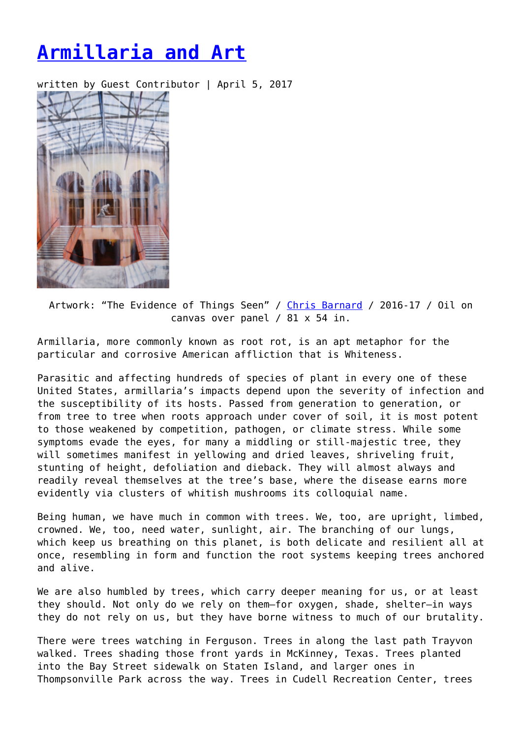# [Armillaria and Art]

written by Guest Contributor | April 5, 2017

Artwork: "The Evidence of Things Seen" / [Chris Barnard] / 2016-17 / Oil on canvas over panel / 81 x 54 in.

Armillaria, more commonly known as root rot, is an apt metaphor for the particular and corrosive American affliction that is Whiteness.

Parasitic and affecting hundreds of species of plant in every one of these United States, armillaria's impacts depend upon the severity of infection and the susceptibility of its hosts. Passed from generation to generation, or from tree to tree when roots approach under cover of soil, it is most potent to those weakened by competition, pathogen, or climate stress. While some symptoms evade the eyes, for many a middling or still-majestic tree, they will sometimes manifest in yellowing and dried leaves, shriveling fruit, stunting of height, defoliation and dieback. They will almost always and readily reveal themselves at the tree's base, where the disease earns more evidently via clusters of whitish mushrooms its colloquial name.

Being human, we have much in common with trees. We, too, are upright, limbed, crowned. We, too, need water, sunlight, air. The branching of our lungs, which keep us breathing on this planet, is both delicate and resilient all at once, resembling in form and function the root systems keeping trees anchored and alive.

We are also humbled by trees, which carry deeper meaning for us, or at least they should. Not only do we rely on them—for oxygen, shade, shelter—in ways they do not rely on us, but they have borne witness to much of our brutality.

There were trees watching in Ferguson. Trees in along the last path Trayvon walked. Trees shading those front yards in McKinney, Texas. Trees planted into the Bay Street sidewalk on Staten Island, and larger ones in Thompsonville Park across the way. Trees in Cudell Recreation Center, trees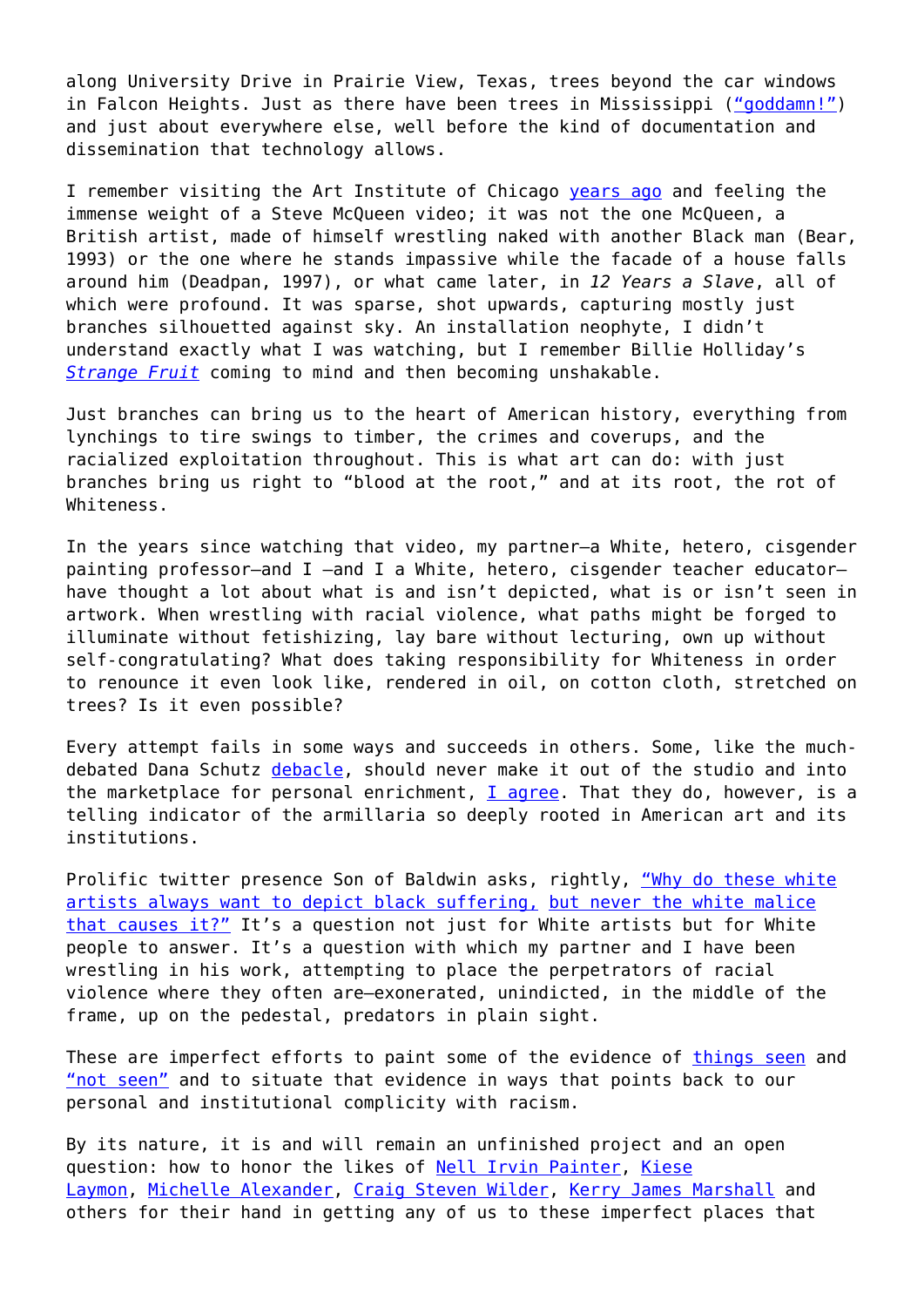along University Drive in Prairie View, Texas, trees beyond the car windows in Falcon Heights. Just as there have been trees in Mississippi ("goddamn!") and just about everywhere else, well before the kind of documentation and dissemination that technology allows.

I remember visiting the Art Institute of Chicago years ago and feeling the immense weight of a Steve McQueen video; it was not the one McQueen, a British artist, made of himself wrestling naked with another Black man (Bear, 1993) or the one where he stands impassive while the facade of a house falls around him (Deadpan, 1997), or what came later, in *12 Years a Slave*, all of which were profound. It was sparse, shot upwards, capturing mostly just branches silhouetted against sky. An installation neophyte, I didn't understand exactly what I was watching, but I remember Billie Holliday's *Strange Fruit* coming to mind and then becoming unshakable.

Just branches can bring us to the heart of American history, everything from lynchings to tire swings to timber, the crimes and coverups, and the racialized exploitation throughout. This is what art can do: with just branches bring us right to "blood at the root," and at its root, the rot of Whiteness.

In the years since watching that video, my partner—a White, hetero, cisgender painting professor—and I —and I a White, hetero, cisgender teacher educator—have thought a lot about what is and isn't depicted, what is or isn't seen in artwork. When wrestling with racial violence, what paths might be forged to illuminate without fetishizing, lay bare without lecturing, own up without self-congratulating? What does taking responsibility for Whiteness in order to renounce it even look like, rendered in oil, on cotton cloth, stretched on trees? Is it even possible?

Every attempt fails in some ways and succeeds in others. Some, like the much-debated Dana Schutz debacle, should never make it out of the studio and into the marketplace for personal enrichment, I agree. That they do, however, is a telling indicator of the armillaria so deeply rooted in American art and its institutions.

Prolific twitter presence Son of Baldwin asks, rightly, "Why do these white artists always want to depict black suffering, but never the white malice that causes it?" It's a question not just for White artists but for White people to answer. It's a question with which my partner and I have been wrestling in his work, attempting to place the perpetrators of racial violence where they often are—exonerated, unindicted, in the middle of the frame, up on the pedestal, predators in plain sight.

These are imperfect efforts to paint some of the evidence of things seen and "not seen" and to situate that evidence in ways that points back to our personal and institutional complicity with racism.

By its nature, it is and will remain an unfinished project and an open question: how to honor the likes of Nell Irvin Painter, Kiese Laymon, Michelle Alexander, Craig Steven Wilder, Kerry James Marshall and others for their hand in getting any of us to these imperfect places that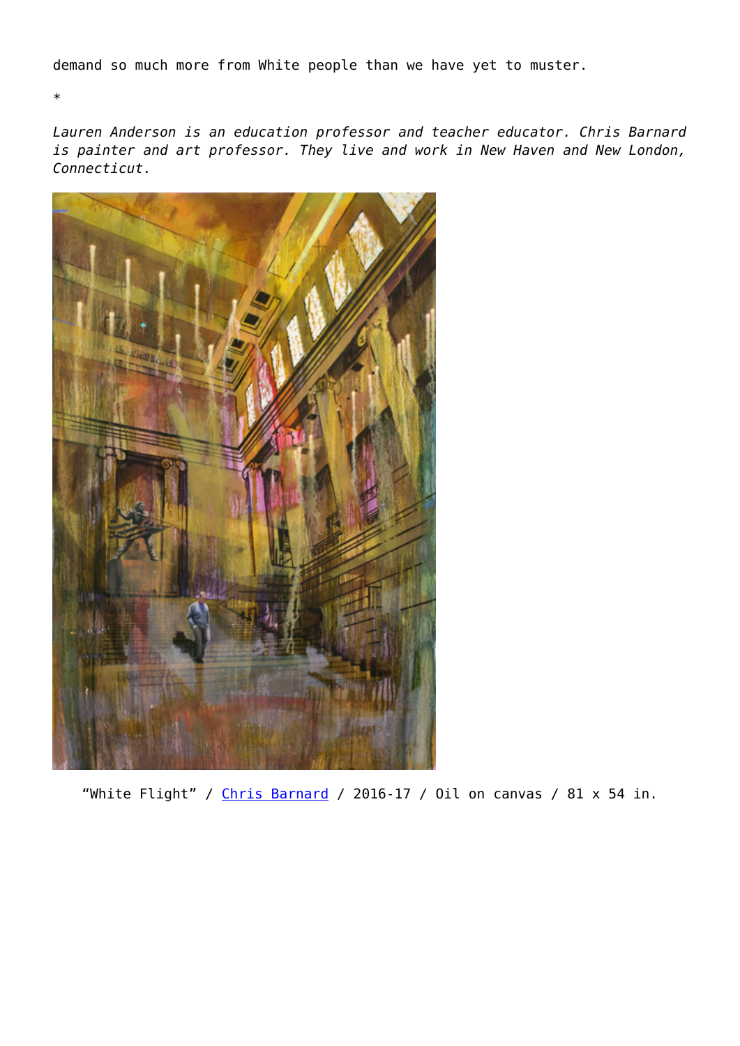demand so much more from White people than we have yet to muster.

*

*Lauren Anderson is an education professor and teacher educator. Chris Barnard is painter and art professor. They live and work in New Haven and New London, Connecticut.*

“White Flight” / Chris Barnard / 2016-17 / Oil on canvas / 81 x 54 in.